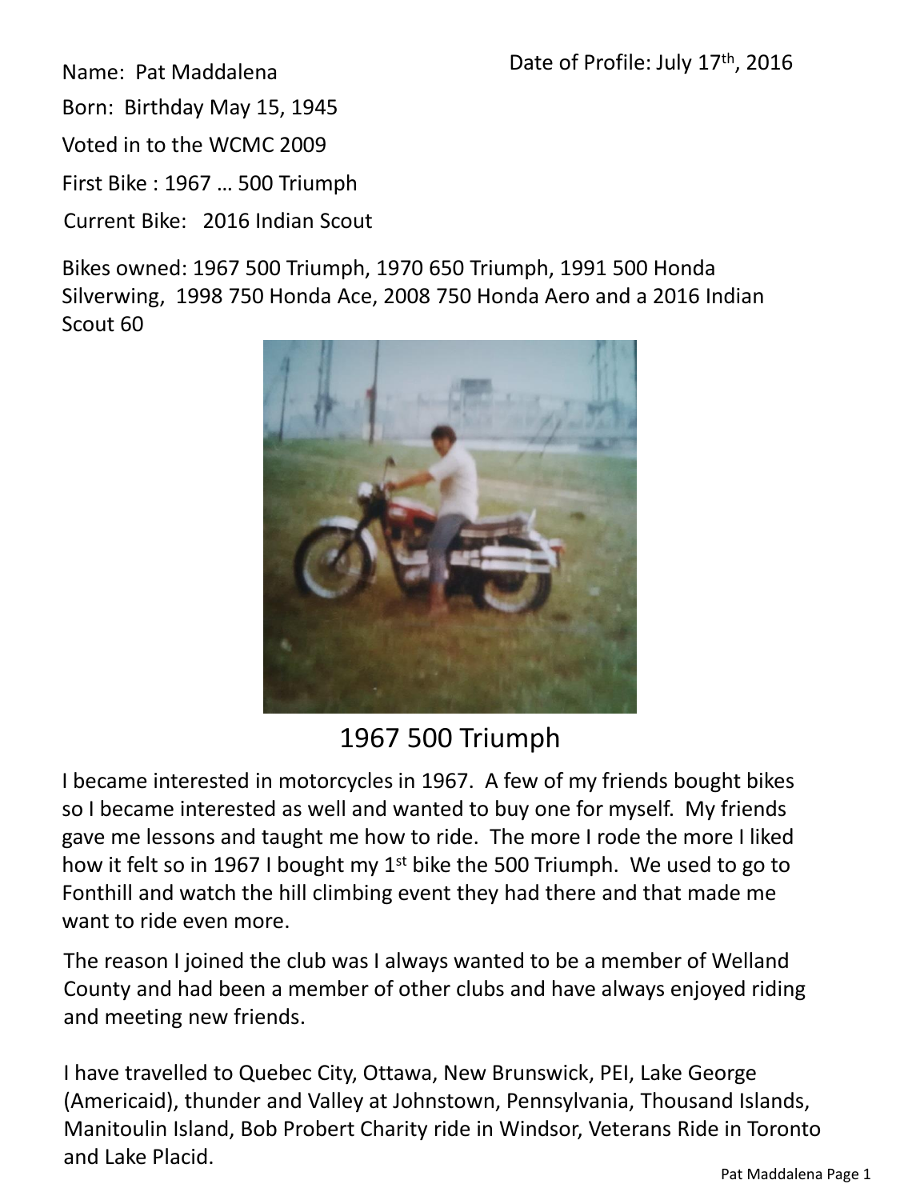Date of Profile: July 17th, 2016

Name: Pat Maddalena

Born: Birthday May 15, 1945

Voted in to the WCMC 2009

First Bike : 1967 … 500 Triumph

Current Bike: 2016 Indian Scout

Bikes owned: 1967 500 Triumph, 1970 650 Triumph, 1991 500 Honda Silverwing, 1998 750 Honda Ace, 2008 750 Honda Aero and a 2016 Indian Scout 60

1967 500 Triumph

I became interested in motorcycles in 1967. A few of my friends bought bikes so I became interested as well and wanted to buy one for myself. My friends gave me lessons and taught me how to ride. The more I rode the more I liked how it felt so in 1967 I bought my 1st bike the 500 Triumph. We used to go to Fonthill and watch the hill climbing event they had there and that made me want to ride even more.

The reason I joined the club was I always wanted to be a member of Welland County and had been a member of other clubs and have always enjoyed riding and meeting new friends.

I have travelled to Quebec City, Ottawa, New Brunswick, PEI, Lake George (Americaid), thunder and Valley at Johnstown, Pennsylvania, Thousand Islands, Manitoulin Island, Bob Probert Charity ride in Windsor, Veterans Ride in Toronto and Lake Placid.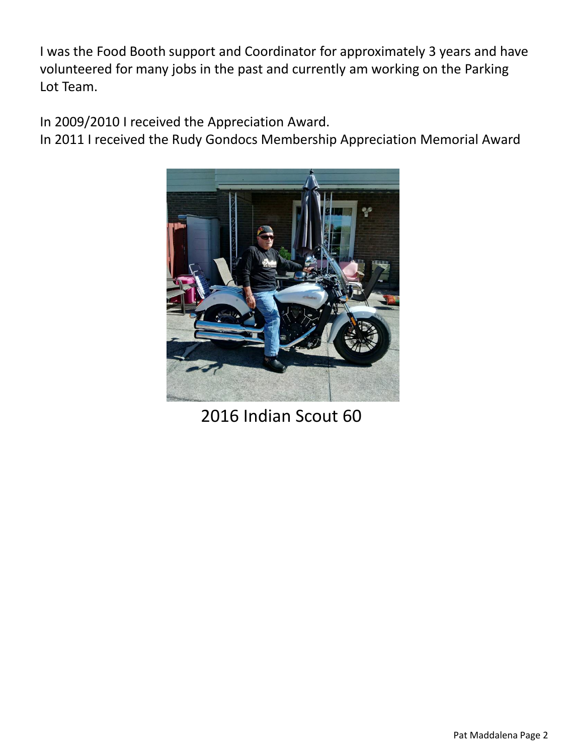I was the Food Booth support and Coordinator for approximately 3 years and have volunteered for many jobs in the past and currently am working on the Parking Lot Team.

In 2009/2010 I received the Appreciation Award.
In 2011 I received the Rudy Gondocs Membership Appreciation Memorial Award

2016 Indian Scout 60